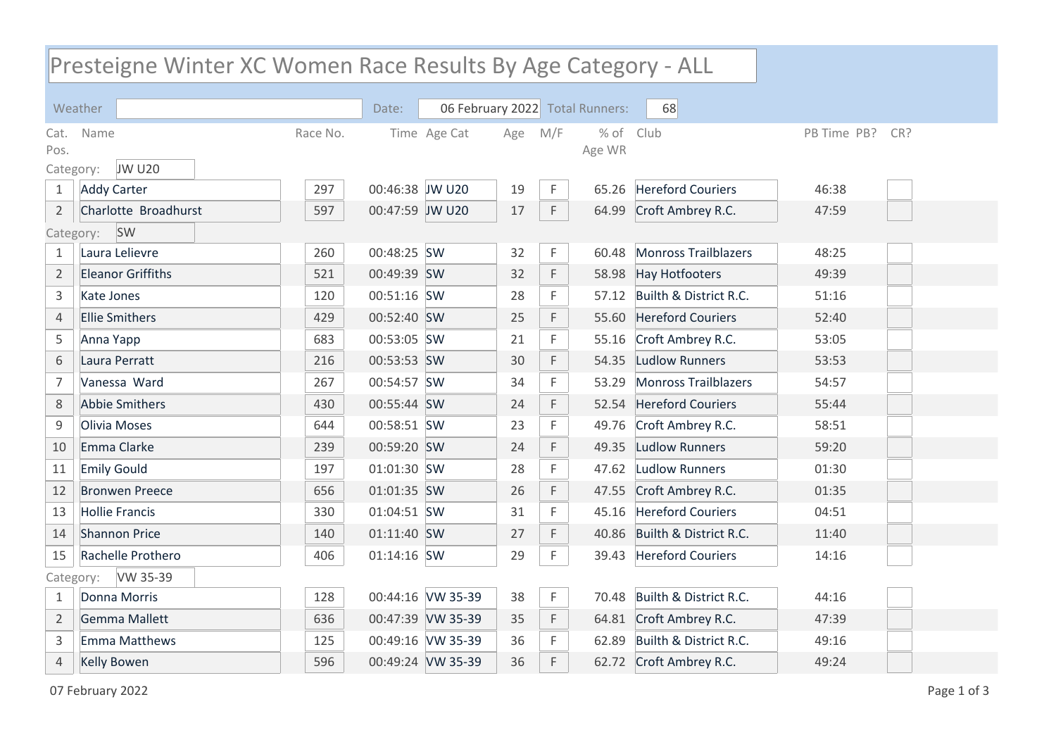# Presteigne Winter XC Women Race Results By Age Category - ALL

Weather: | Date: 06 February 2022 | Total Runners: 68

| Cat. Pos. | Name | Race No. | Time | Age Cat | Age | M/F | % of Age WR | Club | PB Time | PB? | CR? |
|---|---|---|---|---|---|---|---|---|---|---|---|
| **Category: JW U20** | | | | | | | | | | | |
| 1 | Addy Carter | 297 | 00:46:38 | JW U20 | 19 | F | 65.26 | Hereford Couriers | 46:38 | | |
| 2 | Charlotte Broadhurst | 597 | 00:47:59 | JW U20 | 17 | F | 64.99 | Croft Ambrey R.C. | 47:59 | | |
| **Category: SW** | | | | | | | | | | | |
| 1 | Laura Lelievre | 260 | 00:48:25 | SW | 32 | F | 60.48 | Monross Trailblazers | 48:25 | | |
| 2 | Eleanor Griffiths | 521 | 00:49:39 | SW | 32 | F | 58.98 | Hay Hotfooters | 49:39 | | |
| 3 | Kate Jones | 120 | 00:51:16 | SW | 28 | F | 57.12 | Builth & District R.C. | 51:16 | | |
| 4 | Ellie Smithers | 429 | 00:52:40 | SW | 25 | F | 55.60 | Hereford Couriers | 52:40 | | |
| 5 | Anna Yapp | 683 | 00:53:05 | SW | 21 | F | 55.16 | Croft Ambrey R.C. | 53:05 | | |
| 6 | Laura Perratt | 216 | 00:53:53 | SW | 30 | F | 54.35 | Ludlow Runners | 53:53 | | |
| 7 | Vanessa Ward | 267 | 00:54:57 | SW | 34 | F | 53.29 | Monross Trailblazers | 54:57 | | |
| 8 | Abbie Smithers | 430 | 00:55:44 | SW | 24 | F | 52.54 | Hereford Couriers | 55:44 | | |
| 9 | Olivia Moses | 644 | 00:58:51 | SW | 23 | F | 49.76 | Croft Ambrey R.C. | 58:51 | | |
| 10 | Emma Clarke | 239 | 00:59:20 | SW | 24 | F | 49.35 | Ludlow Runners | 59:20 | | |
| 11 | Emily Gould | 197 | 01:01:30 | SW | 28 | F | 47.62 | Ludlow Runners | 01:30 | | |
| 12 | Bronwen Preece | 656 | 01:01:35 | SW | 26 | F | 47.55 | Croft Ambrey R.C. | 01:35 | | |
| 13 | Hollie Francis | 330 | 01:04:51 | SW | 31 | F | 45.16 | Hereford Couriers | 04:51 | | |
| 14 | Shannon Price | 140 | 01:11:40 | SW | 27 | F | 40.86 | Builth & District R.C. | 11:40 | | |
| 15 | Rachelle Prothero | 406 | 01:14:16 | SW | 29 | F | 39.43 | Hereford Couriers | 14:16 | | |
| **Category: VW 35-39** | | | | | | | | | | | |
| 1 | Donna Morris | 128 | 00:44:16 | VW 35-39 | 38 | F | 70.48 | Builth & District R.C. | 44:16 | | |
| 2 | Gemma Mallett | 636 | 00:47:39 | VW 35-39 | 35 | F | 64.81 | Croft Ambrey R.C. | 47:39 | | |
| 3 | Emma Matthews | 125 | 00:49:16 | VW 35-39 | 36 | F | 62.89 | Builth & District R.C. | 49:16 | | |
| 4 | Kelly Bowen | 596 | 00:49:24 | VW 35-39 | 36 | F | 62.72 | Croft Ambrey R.C. | 49:24 | | |

07 February 2022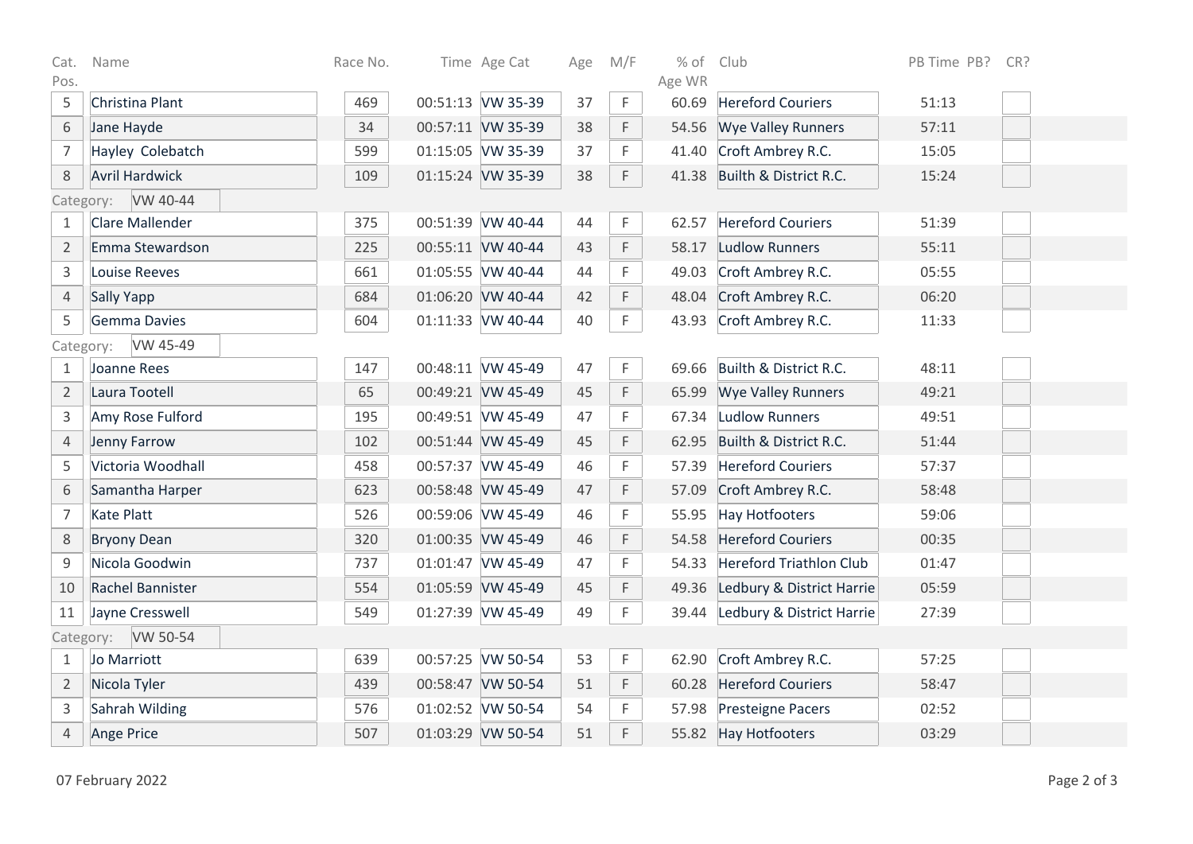| Cat. Pos. | Name | Race No. | Time | Age Cat | Age | M/F | % of Age WR | Club | PB Time | PB? | CR? |
|---|---|---|---|---|---|---|---|---|---|---|---|
| 5 | Christina Plant | 469 | 00:51:13 | VW 35-39 | 37 | F | 60.69 | Hereford Couriers | 51:13 | | |
| 6 | Jane Hayde | 34 | 00:57:11 | VW 35-39 | 38 | F | 54.56 | Wye Valley Runners | 57:11 | | |
| 7 | Hayley Colebatch | 599 | 01:15:05 | VW 35-39 | 37 | F | 41.40 | Croft Ambrey R.C. | 15:05 | | |
| 8 | Avril Hardwick | 109 | 01:15:24 | VW 35-39 | 38 | F | 41.38 | Builth & District R.C. | 15:24 | | |
| Category: | VW 40-44 | | | | | | | | | | |
| 1 | Clare Mallender | 375 | 00:51:39 | VW 40-44 | 44 | F | 62.57 | Hereford Couriers | 51:39 | | |
| 2 | Emma Stewardson | 225 | 00:55:11 | VW 40-44 | 43 | F | 58.17 | Ludlow Runners | 55:11 | | |
| 3 | Louise Reeves | 661 | 01:05:55 | VW 40-44 | 44 | F | 49.03 | Croft Ambrey R.C. | 05:55 | | |
| 4 | Sally Yapp | 684 | 01:06:20 | VW 40-44 | 42 | F | 48.04 | Croft Ambrey R.C. | 06:20 | | |
| 5 | Gemma Davies | 604 | 01:11:33 | VW 40-44 | 40 | F | 43.93 | Croft Ambrey R.C. | 11:33 | | |
| Category: | VW 45-49 | | | | | | | | | | |
| 1 | Joanne Rees | 147 | 00:48:11 | VW 45-49 | 47 | F | 69.66 | Builth & District R.C. | 48:11 | | |
| 2 | Laura Tootell | 65 | 00:49:21 | VW 45-49 | 45 | F | 65.99 | Wye Valley Runners | 49:21 | | |
| 3 | Amy Rose Fulford | 195 | 00:49:51 | VW 45-49 | 47 | F | 67.34 | Ludlow Runners | 49:51 | | |
| 4 | Jenny Farrow | 102 | 00:51:44 | VW 45-49 | 45 | F | 62.95 | Builth & District R.C. | 51:44 | | |
| 5 | Victoria Woodhall | 458 | 00:57:37 | VW 45-49 | 46 | F | 57.39 | Hereford Couriers | 57:37 | | |
| 6 | Samantha Harper | 623 | 00:58:48 | VW 45-49 | 47 | F | 57.09 | Croft Ambrey R.C. | 58:48 | | |
| 7 | Kate Platt | 526 | 00:59:06 | VW 45-49 | 46 | F | 55.95 | Hay Hotfooters | 59:06 | | |
| 8 | Bryony Dean | 320 | 01:00:35 | VW 45-49 | 46 | F | 54.58 | Hereford Couriers | 00:35 | | |
| 9 | Nicola Goodwin | 737 | 01:01:47 | VW 45-49 | 47 | F | 54.33 | Hereford Triathlon Club | 01:47 | | |
| 10 | Rachel Bannister | 554 | 01:05:59 | VW 45-49 | 45 | F | 49.36 | Ledbury & District Harrie | 05:59 | | |
| 11 | Jayne Cresswell | 549 | 01:27:39 | VW 45-49 | 49 | F | 39.44 | Ledbury & District Harrie | 27:39 | | |
| Category: | VW 50-54 | | | | | | | | | | |
| 1 | Jo Marriott | 639 | 00:57:25 | VW 50-54 | 53 | F | 62.90 | Croft Ambrey R.C. | 57:25 | | |
| 2 | Nicola Tyler | 439 | 00:58:47 | VW 50-54 | 51 | F | 60.28 | Hereford Couriers | 58:47 | | |
| 3 | Sahrah Wilding | 576 | 01:02:52 | VW 50-54 | 54 | F | 57.98 | Presteigne Pacers | 02:52 | | |
| 4 | Ange Price | 507 | 01:03:29 | VW 50-54 | 51 | F | 55.82 | Hay Hotfooters | 03:29 | | |

07 February 2022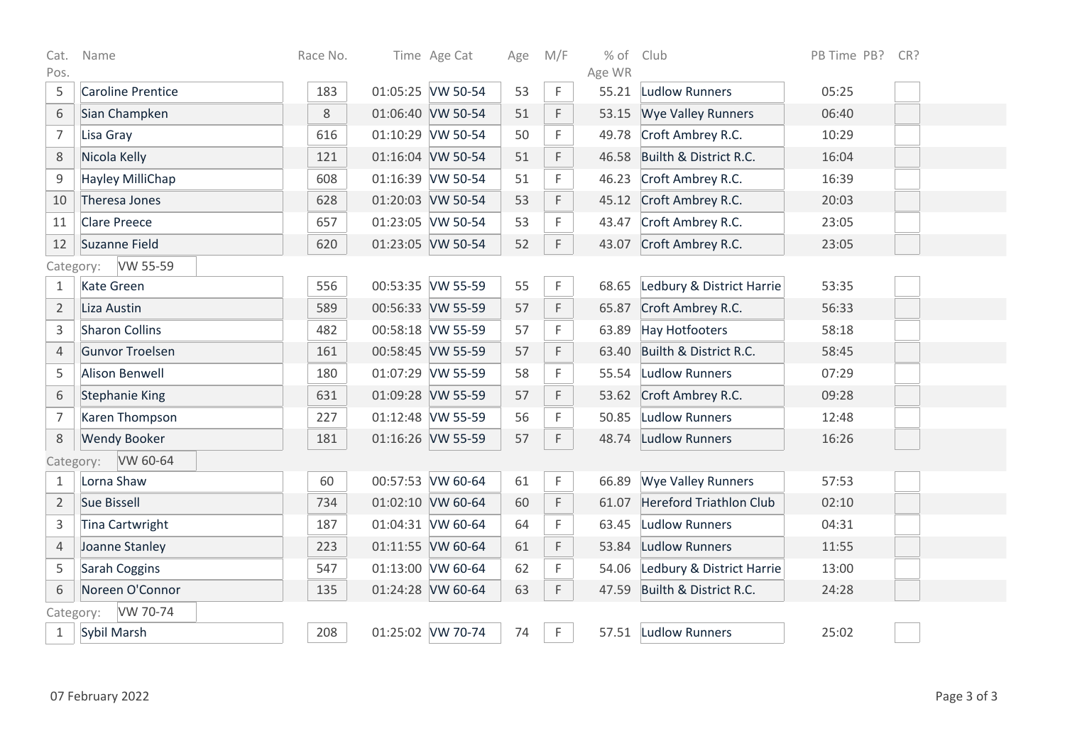| Cat. Pos. | Name | Race No. | Time | Age Cat | Age | M/F | % of Age WR | Club | PB Time | PB? | CR? |
|---|---|---|---|---|---|---|---|---|---|---|---|
| 5 | Caroline Prentice | 183 | 01:05:25 | VW 50-54 | 53 | F | 55.21 | Ludlow Runners | 05:25 | | |
| 6 | Sian Champken | 8 | 01:06:40 | VW 50-54 | 51 | F | 53.15 | Wye Valley Runners | 06:40 | | |
| 7 | Lisa Gray | 616 | 01:10:29 | VW 50-54 | 50 | F | 49.78 | Croft Ambrey R.C. | 10:29 | | |
| 8 | Nicola Kelly | 121 | 01:16:04 | VW 50-54 | 51 | F | 46.58 | Builth & District R.C. | 16:04 | | |
| 9 | Hayley MilliChap | 608 | 01:16:39 | VW 50-54 | 51 | F | 46.23 | Croft Ambrey R.C. | 16:39 | | |
| 10 | Theresa Jones | 628 | 01:20:03 | VW 50-54 | 53 | F | 45.12 | Croft Ambrey R.C. | 20:03 | | |
| 11 | Clare Preece | 657 | 01:23:05 | VW 50-54 | 53 | F | 43.47 | Croft Ambrey R.C. | 23:05 | | |
| 12 | Suzanne Field | 620 | 01:23:05 | VW 50-54 | 52 | F | 43.07 | Croft Ambrey R.C. | 23:05 | | |
| Category: | VW 55-59 | | | | | | | | | | |
| 1 | Kate Green | 556 | 00:53:35 | VW 55-59 | 55 | F | 68.65 | Ledbury & District Harrie | 53:35 | | |
| 2 | Liza Austin | 589 | 00:56:33 | VW 55-59 | 57 | F | 65.87 | Croft Ambrey R.C. | 56:33 | | |
| 3 | Sharon Collins | 482 | 00:58:18 | VW 55-59 | 57 | F | 63.89 | Hay Hotfooters | 58:18 | | |
| 4 | Gunvor Troelsen | 161 | 00:58:45 | VW 55-59 | 57 | F | 63.40 | Builth & District R.C. | 58:45 | | |
| 5 | Alison Benwell | 180 | 01:07:29 | VW 55-59 | 58 | F | 55.54 | Ludlow Runners | 07:29 | | |
| 6 | Stephanie King | 631 | 01:09:28 | VW 55-59 | 57 | F | 53.62 | Croft Ambrey R.C. | 09:28 | | |
| 7 | Karen Thompson | 227 | 01:12:48 | VW 55-59 | 56 | F | 50.85 | Ludlow Runners | 12:48 | | |
| 8 | Wendy Booker | 181 | 01:16:26 | VW 55-59 | 57 | F | 48.74 | Ludlow Runners | 16:26 | | |
| Category: | VW 60-64 | | | | | | | | | | |
| 1 | Lorna Shaw | 60 | 00:57:53 | VW 60-64 | 61 | F | 66.89 | Wye Valley Runners | 57:53 | | |
| 2 | Sue Bissell | 734 | 01:02:10 | VW 60-64 | 60 | F | 61.07 | Hereford Triathlon Club | 02:10 | | |
| 3 | Tina Cartwright | 187 | 01:04:31 | VW 60-64 | 64 | F | 63.45 | Ludlow Runners | 04:31 | | |
| 4 | Joanne Stanley | 223 | 01:11:55 | VW 60-64 | 61 | F | 53.84 | Ludlow Runners | 11:55 | | |
| 5 | Sarah Coggins | 547 | 01:13:00 | VW 60-64 | 62 | F | 54.06 | Ledbury & District Harrie | 13:00 | | |
| 6 | Noreen O'Connor | 135 | 01:24:28 | VW 60-64 | 63 | F | 47.59 | Builth & District R.C. | 24:28 | | |
| Category: | VW 70-74 | | | | | | | | | | |
| 1 | Sybil Marsh | 208 | 01:25:02 | VW 70-74 | 74 | F | 57.51 | Ludlow Runners | 25:02 | | |

07 February 2022